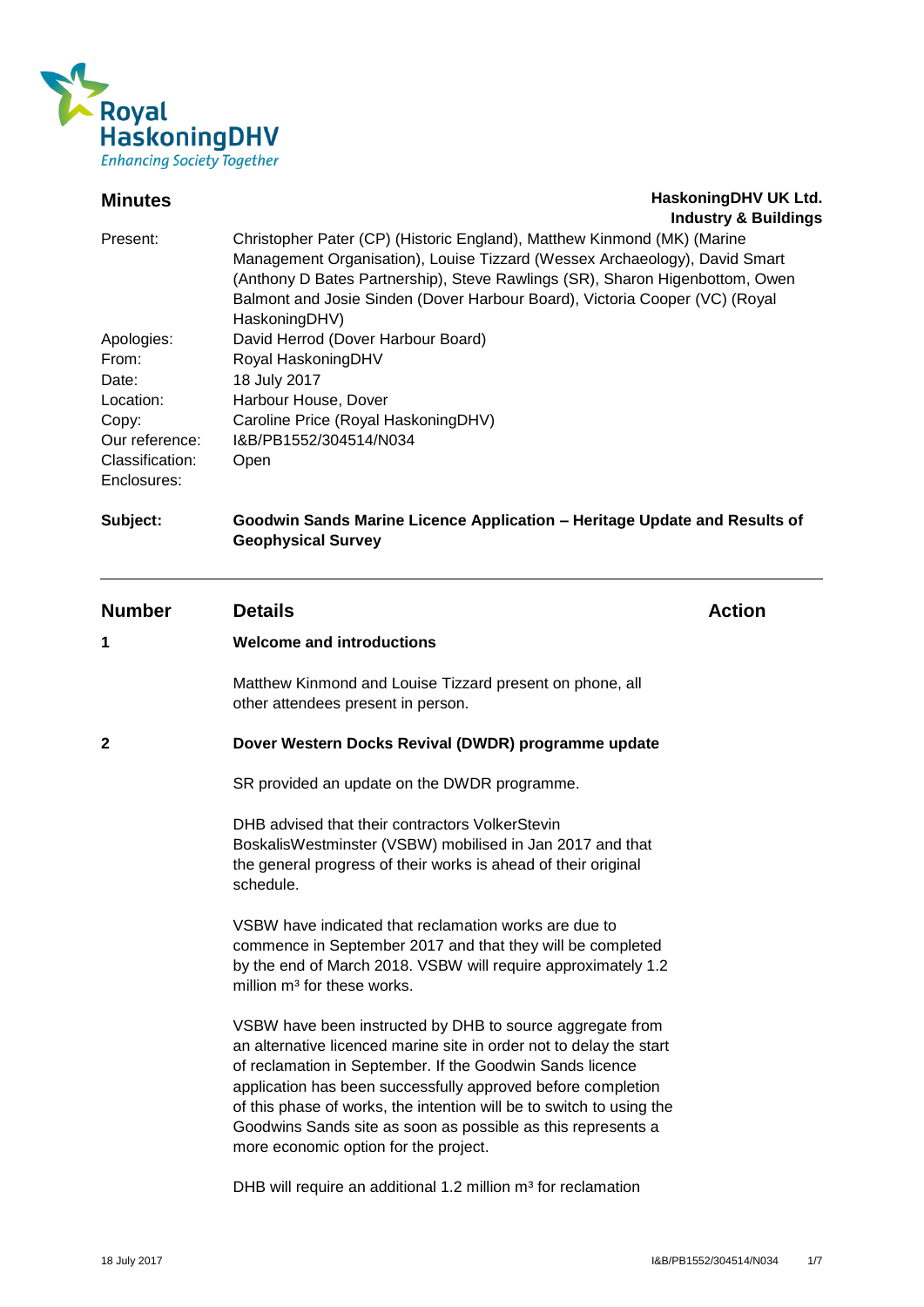Royal HaskoningDHV
*Enhancing Society Together*

## Minutes

**HaskoningDHV UK Ltd.**
**Industry & Buildings**

| | |
|---|---|
| Present: | Christopher Pater (CP) (Historic England), Matthew Kinmond (MK) (Marine Management Organisation), Louise Tizzard (Wessex Archaeology), David Smart (Anthony D Bates Partnership), Steve Rawlings (SR), Sharon Higenbottom, Owen Balmont and Josie Sinden (Dover Harbour Board), Victoria Cooper (VC) (Royal HaskoningDHV) |
| Apologies: | David Herrod (Dover Harbour Board) |
| From: | Royal HaskoningDHV |
| Date: | 18 July 2017 |
| Location: | Harbour House, Dover |
| Copy: | Caroline Price (Royal HaskoningDHV) |
| Our reference: | I&B/PB1552/304514/N034 |
| Classification: | Open |
| Enclosures: | |

**Subject:** **Goodwin Sands Marine Licence Application – Heritage Update and Results of Geophysical Survey**

---

| Number | Details | Action |
|---|---|---|
| **1** | **Welcome and introductions** | |
| | Matthew Kinmond and Louise Tizzard present on phone, all other attendees present in person. | |
| **2** | **Dover Western Docks Revival (DWDR) programme update** | |
| | SR provided an update on the DWDR programme. | |
| | DHB advised that their contractors VolkerStevin BoskalisWestminster (VSBW) mobilised in Jan 2017 and that the general progress of their works is ahead of their original schedule. | |
| | VSBW have indicated that reclamation works are due to commence in September 2017 and that they will be completed by the end of March 2018. VSBW will require approximately 1.2 million m³ for these works. | |
| | VSBW have been instructed by DHB to source aggregate from an alternative licenced marine site in order not to delay the start of reclamation in September. If the Goodwin Sands licence application has been successfully approved before completion of this phase of works, the intention will be to switch to using the Goodwins Sands site as soon as possible as this represents a more economic option for the project. | |
| | DHB will require an additional 1.2 million m³ for reclamation | |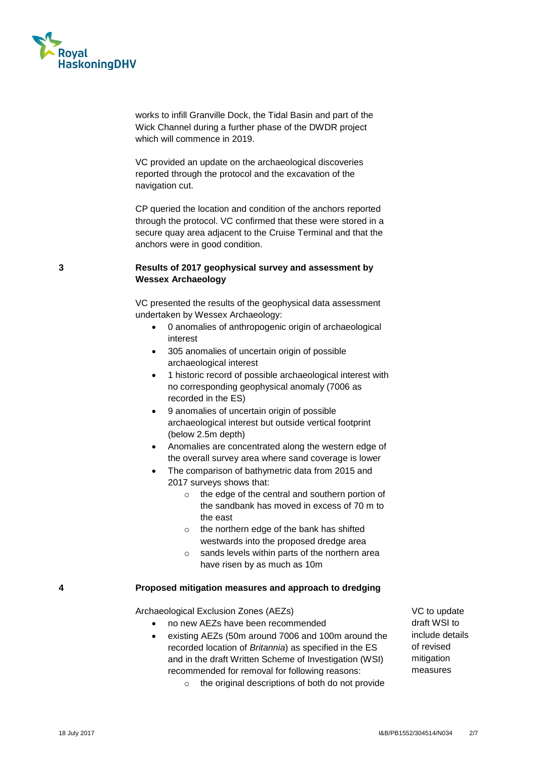works to infill Granville Dock, the Tidal Basin and part of the Wick Channel during a further phase of the DWDR project which will commence in 2019.

VC provided an update on the archaeological discoveries reported through the protocol and the excavation of the navigation cut.

CP queried the location and condition of the anchors reported through the protocol. VC confirmed that these were stored in a secure quay area adjacent to the Cruise Terminal and that the anchors were in good condition.

**3 Results of 2017 geophysical survey and assessment by Wessex Archaeology**

VC presented the results of the geophysical data assessment undertaken by Wessex Archaeology:

- 0 anomalies of anthropogenic origin of archaeological interest
- 305 anomalies of uncertain origin of possible archaeological interest
- 1 historic record of possible archaeological interest with no corresponding geophysical anomaly (7006 as recorded in the ES)
- 9 anomalies of uncertain origin of possible archaeological interest but outside vertical footprint (below 2.5m depth)
- Anomalies are concentrated along the western edge of the overall survey area where sand coverage is lower
- The comparison of bathymetric data from 2015 and 2017 surveys shows that:
  - the edge of the central and southern portion of the sandbank has moved in excess of 70 m to the east
  - the northern edge of the bank has shifted westwards into the proposed dredge area
  - sands levels within parts of the northern area have risen by as much as 10m

**4 Proposed mitigation measures and approach to dredging**

Archaeological Exclusion Zones (AEZs)

- no new AEZs have been recommended
- existing AEZs (50m around 7006 and 100m around the recorded location of *Britannia*) as specified in the ES and in the draft Written Scheme of Investigation (WSI) recommended for removal for following reasons:
  - the original descriptions of both do not provide

*Action:* VC to update draft WSI to include details of revised mitigation measures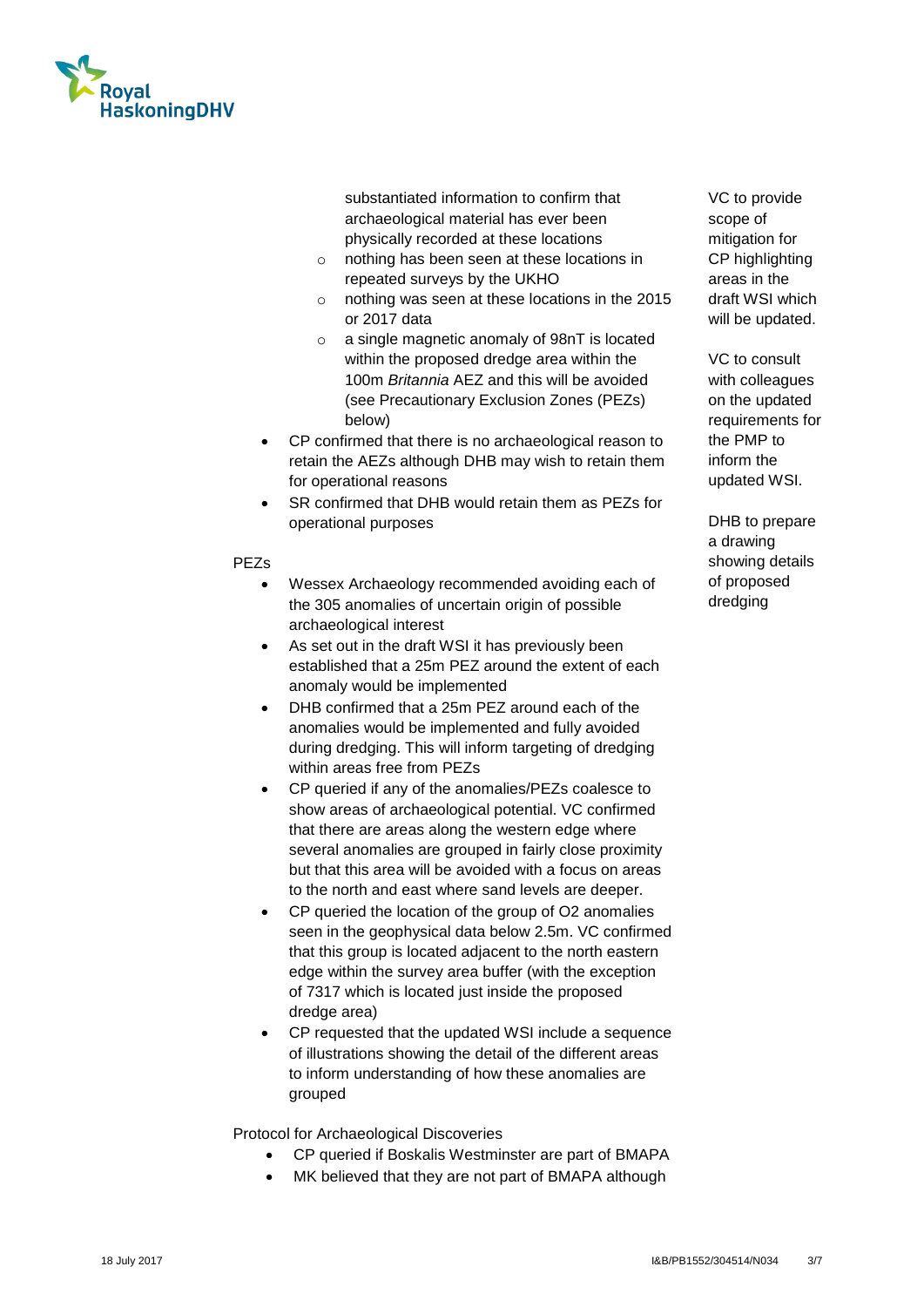substantiated information to confirm that archaeological material has ever been physically recorded at these locations
    - nothing has been seen at these locations in repeated surveys by the UKHO
    - nothing was seen at these locations in the 2015 or 2017 data
    - a single magnetic anomaly of 98nT is located within the proposed dredge area within the 100m *Britannia* AEZ and this will be avoided (see Precautionary Exclusion Zones (PEZs) below)
- CP confirmed that there is no archaeological reason to retain the AEZs although DHB may wish to retain them for operational reasons
- SR confirmed that DHB would retain them as PEZs for operational purposes

PEZs

- Wessex Archaeology recommended avoiding each of the 305 anomalies of uncertain origin of possible archaeological interest
- As set out in the draft WSI it has previously been established that a 25m PEZ around the extent of each anomaly would be implemented
- DHB confirmed that a 25m PEZ around each of the anomalies would be implemented and fully avoided during dredging. This will inform targeting of dredging within areas free from PEZs
- CP queried if any of the anomalies/PEZs coalesce to show areas of archaeological potential. VC confirmed that there are areas along the western edge where several anomalies are grouped in fairly close proximity but that this area will be avoided with a focus on areas to the north and east where sand levels are deeper.
- CP queried the location of the group of O2 anomalies seen in the geophysical data below 2.5m. VC confirmed that this group is located adjacent to the north eastern edge within the survey area buffer (with the exception of 7317 which is located just inside the proposed dredge area)
- CP requested that the updated WSI include a sequence of illustrations showing the detail of the different areas to inform understanding of how these anomalies are grouped

Protocol for Archaeological Discoveries

- CP queried if Boskalis Westminster are part of BMAPA
- MK believed that they are not part of BMAPA although

VC to provide scope of mitigation for CP highlighting areas in the draft WSI which will be updated.

VC to consult with colleagues on the updated requirements for the PMP to inform the updated WSI.

DHB to prepare a drawing showing details of proposed dredging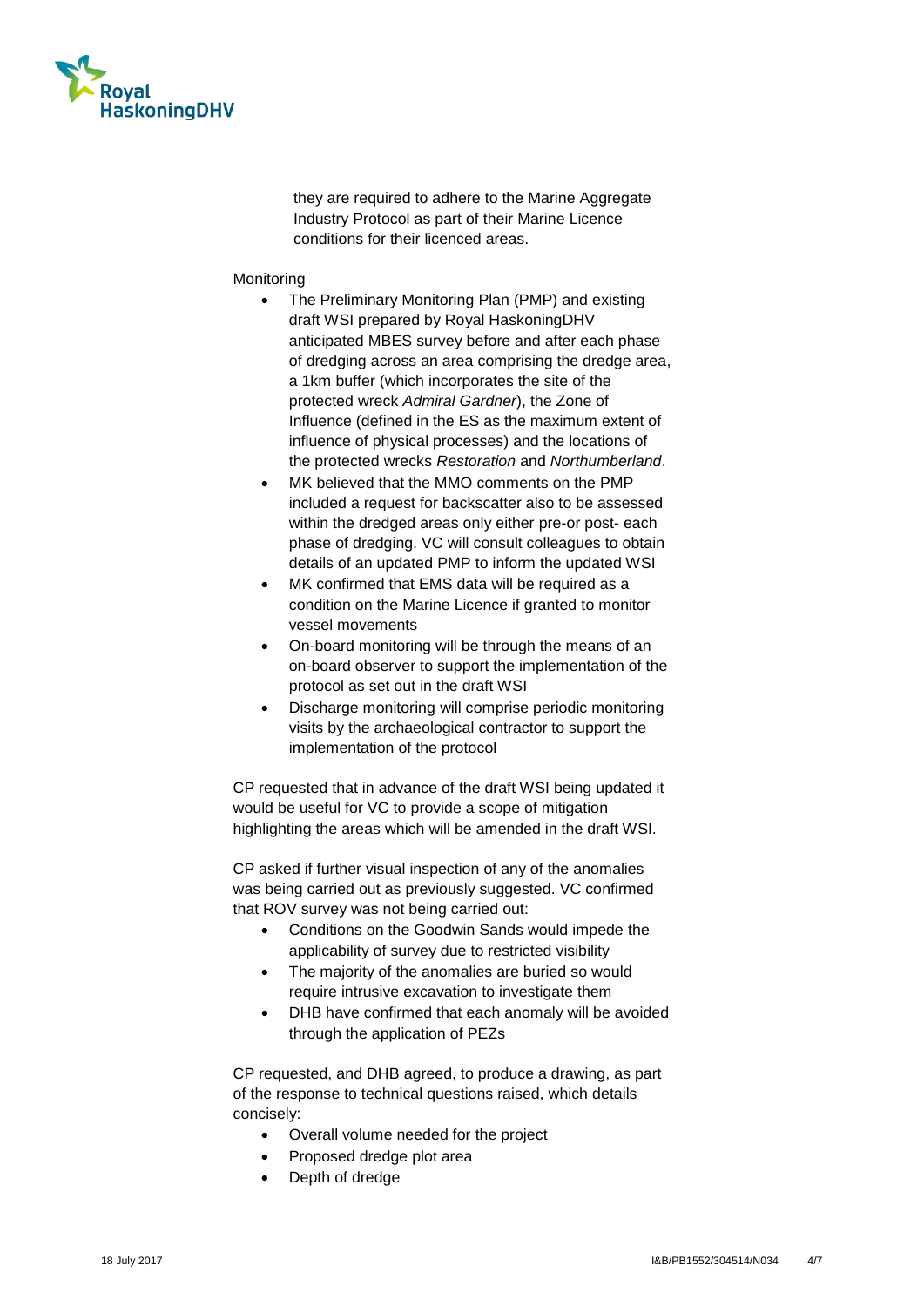they are required to adhere to the Marine Aggregate Industry Protocol as part of their Marine Licence conditions for their licenced areas.

Monitoring

- The Preliminary Monitoring Plan (PMP) and existing draft WSI prepared by Royal HaskoningDHV anticipated MBES survey before and after each phase of dredging across an area comprising the dredge area, a 1km buffer (which incorporates the site of the protected wreck *Admiral Gardner*), the Zone of Influence (defined in the ES as the maximum extent of influence of physical processes) and the locations of the protected wrecks *Restoration* and *Northumberland*.
- MK believed that the MMO comments on the PMP included a request for backscatter also to be assessed within the dredged areas only either pre-or post- each phase of dredging. VC will consult colleagues to obtain details of an updated PMP to inform the updated WSI
- MK confirmed that EMS data will be required as a condition on the Marine Licence if granted to monitor vessel movements
- On-board monitoring will be through the means of an on-board observer to support the implementation of the protocol as set out in the draft WSI
- Discharge monitoring will comprise periodic monitoring visits by the archaeological contractor to support the implementation of the protocol

CP requested that in advance of the draft WSI being updated it would be useful for VC to provide a scope of mitigation highlighting the areas which will be amended in the draft WSI.

CP asked if further visual inspection of any of the anomalies was being carried out as previously suggested. VC confirmed that ROV survey was not being carried out:

- Conditions on the Goodwin Sands would impede the applicability of survey due to restricted visibility
- The majority of the anomalies are buried so would require intrusive excavation to investigate them
- DHB have confirmed that each anomaly will be avoided through the application of PEZs

CP requested, and DHB agreed, to produce a drawing, as part of the response to technical questions raised, which details concisely:

- Overall volume needed for the project
- Proposed dredge plot area
- Depth of dredge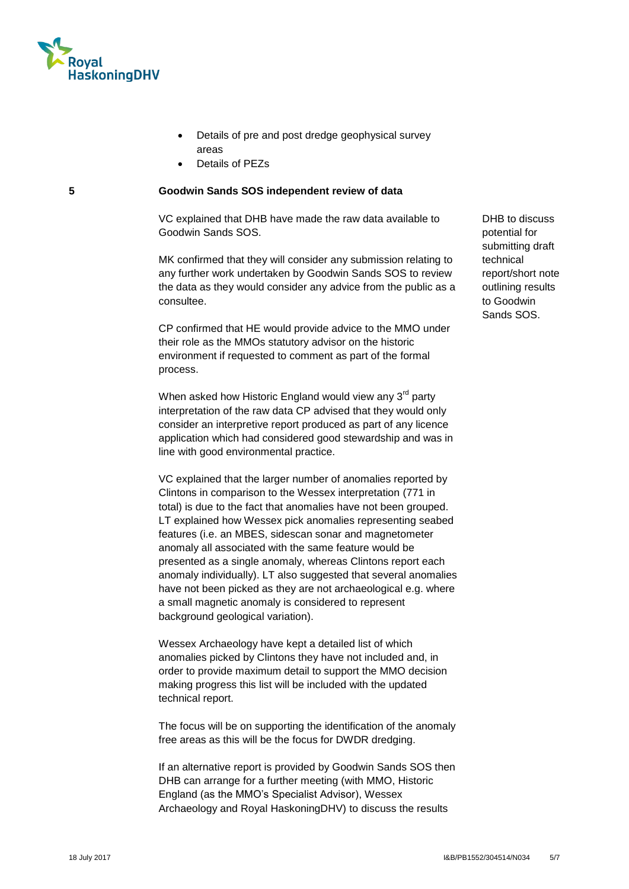- Details of pre and post dredge geophysical survey areas
- Details of PEZs

**5 Goodwin Sands SOS independent review of data**

VC explained that DHB have made the raw data available to Goodwin Sands SOS.

*DHB to discuss potential for submitting draft technical report/short note outlining results to Goodwin Sands SOS.*

MK confirmed that they will consider any submission relating to any further work undertaken by Goodwin Sands SOS to review the data as they would consider any advice from the public as a consultee.

CP confirmed that HE would provide advice to the MMO under their role as the MMOs statutory advisor on the historic environment if requested to comment as part of the formal process.

When asked how Historic England would view any 3rd party interpretation of the raw data CP advised that they would only consider an interpretive report produced as part of any licence application which had considered good stewardship and was in line with good environmental practice.

VC explained that the larger number of anomalies reported by Clintons in comparison to the Wessex interpretation (771 in total) is due to the fact that anomalies have not been grouped. LT explained how Wessex pick anomalies representing seabed features (i.e. an MBES, sidescan sonar and magnetometer anomaly all associated with the same feature would be presented as a single anomaly, whereas Clintons report each anomaly individually). LT also suggested that several anomalies have not been picked as they are not archaeological e.g. where a small magnetic anomaly is considered to represent background geological variation).

Wessex Archaeology have kept a detailed list of which anomalies picked by Clintons they have not included and, in order to provide maximum detail to support the MMO decision making progress this list will be included with the updated technical report.

The focus will be on supporting the identification of the anomaly free areas as this will be the focus for DWDR dredging.

If an alternative report is provided by Goodwin Sands SOS then DHB can arrange for a further meeting (with MMO, Historic England (as the MMO's Specialist Advisor), Wessex Archaeology and Royal HaskoningDHV) to discuss the results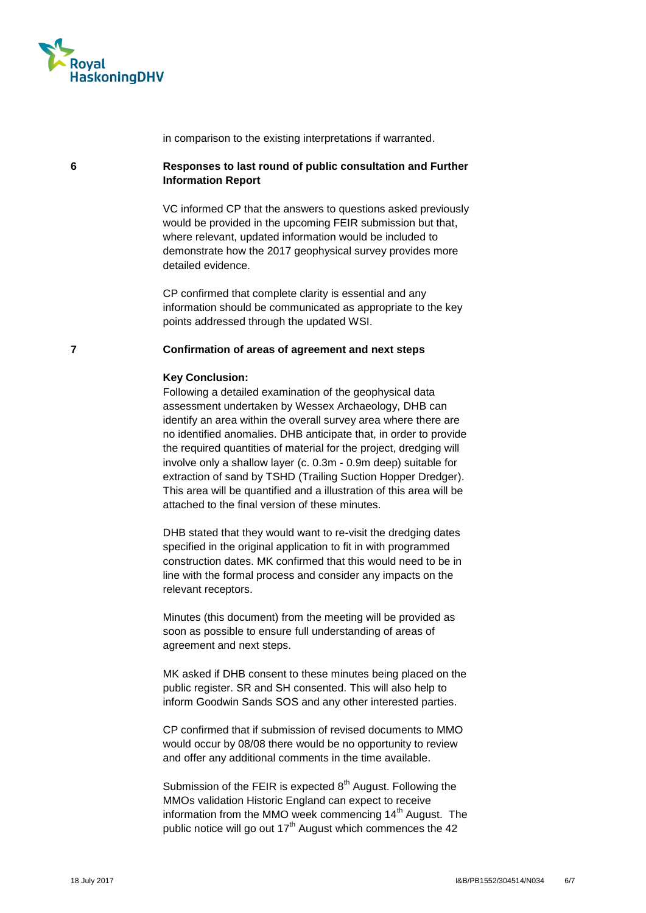in comparison to the existing interpretations if warranted.

## 6 Responses to last round of public consultation and Further Information Report

VC informed CP that the answers to questions asked previously would be provided in the upcoming FEIR submission but that, where relevant, updated information would be included to demonstrate how the 2017 geophysical survey provides more detailed evidence.

CP confirmed that complete clarity is essential and any information should be communicated as appropriate to the key points addressed through the updated WSI.

## 7 Confirmation of areas of agreement and next steps

**Key Conclusion:**
Following a detailed examination of the geophysical data assessment undertaken by Wessex Archaeology, DHB can identify an area within the overall survey area where there are no identified anomalies. DHB anticipate that, in order to provide the required quantities of material for the project, dredging will involve only a shallow layer (c. 0.3m - 0.9m deep) suitable for extraction of sand by TSHD (Trailing Suction Hopper Dredger). This area will be quantified and a illustration of this area will be attached to the final version of these minutes.

DHB stated that they would want to re-visit the dredging dates specified in the original application to fit in with programmed construction dates. MK confirmed that this would need to be in line with the formal process and consider any impacts on the relevant receptors.

Minutes (this document) from the meeting will be provided as soon as possible to ensure full understanding of areas of agreement and next steps.

MK asked if DHB consent to these minutes being placed on the public register. SR and SH consented. This will also help to inform Goodwin Sands SOS and any other interested parties.

CP confirmed that if submission of revised documents to MMO would occur by 08/08 there would be no opportunity to review and offer any additional comments in the time available.

Submission of the FEIR is expected 8th August. Following the MMOs validation Historic England can expect to receive information from the MMO week commencing 14th August. The public notice will go out 17th August which commences the 42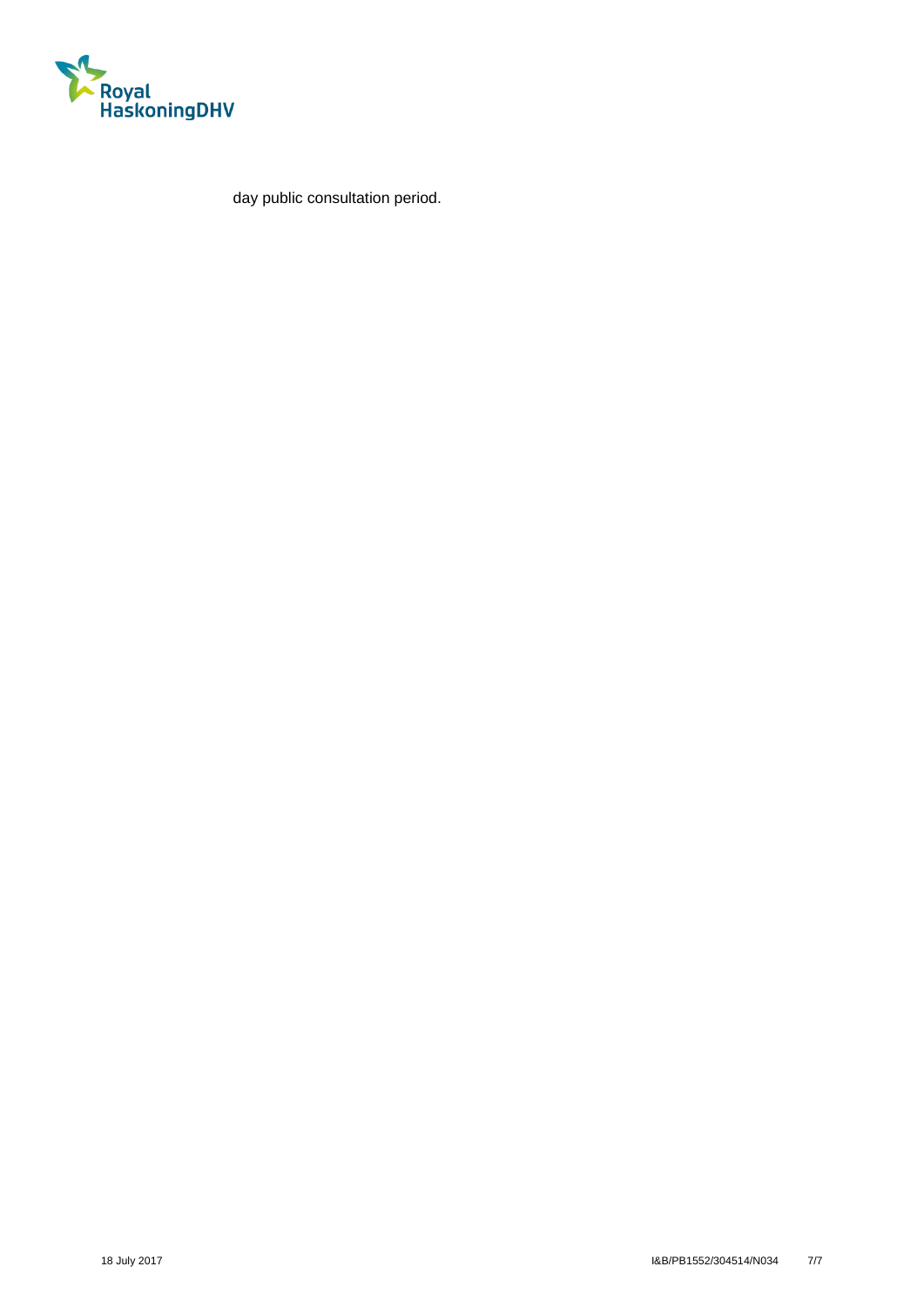day public consultation period.